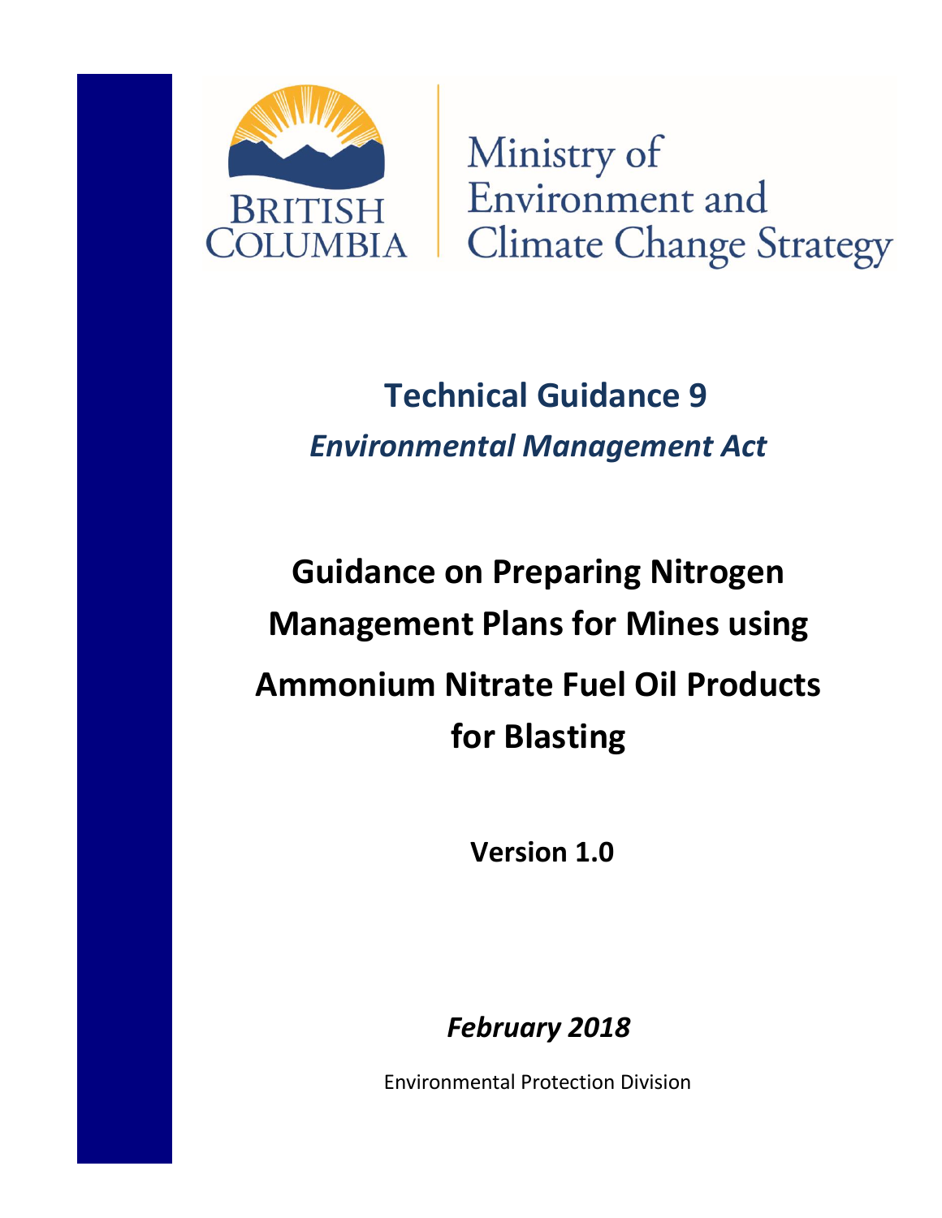BRITISH COLUMBIA

Ministry of Environment and Climate Change Strategy

# Technical Guidance 9

***Environmental Management Act***

# Guidance on Preparing Nitrogen Management Plans for Mines using Ammonium Nitrate Fuel Oil Products for Blasting

**Version 1.0**

***February 2018***

Environmental Protection Division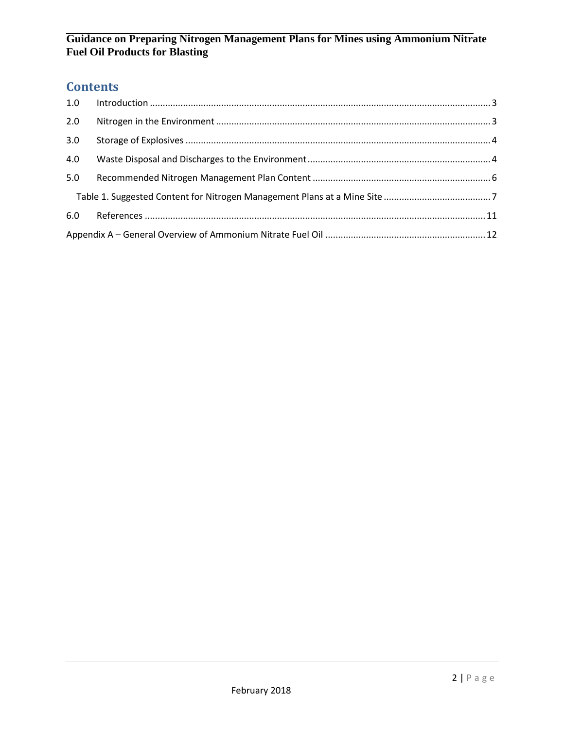## Contents

1.0 Introduction ..... 3

2.0 Nitrogen in the Environment ..... 3

3.0 Storage of Explosives ..... 4

4.0 Waste Disposal and Discharges to the Environment ..... 4

5.0 Recommended Nitrogen Management Plan Content ..... 6

Table 1. Suggested Content for Nitrogen Management Plans at a Mine Site ..... 7

6.0 References ..... 11

Appendix A – General Overview of Ammonium Nitrate Fuel Oil ..... 12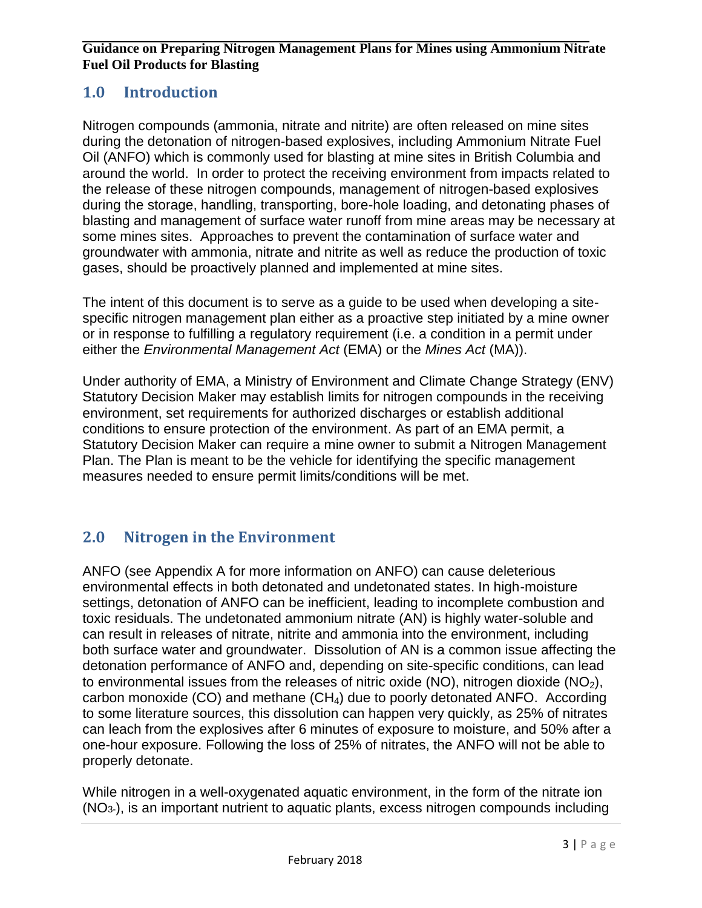## 1.0 Introduction

Nitrogen compounds (ammonia, nitrate and nitrite) are often released on mine sites during the detonation of nitrogen-based explosives, including Ammonium Nitrate Fuel Oil (ANFO) which is commonly used for blasting at mine sites in British Columbia and around the world. In order to protect the receiving environment from impacts related to the release of these nitrogen compounds, management of nitrogen-based explosives during the storage, handling, transporting, bore-hole loading, and detonating phases of blasting and management of surface water runoff from mine areas may be necessary at some mines sites. Approaches to prevent the contamination of surface water and groundwater with ammonia, nitrate and nitrite as well as reduce the production of toxic gases, should be proactively planned and implemented at mine sites.

The intent of this document is to serve as a guide to be used when developing a site-specific nitrogen management plan either as a proactive step initiated by a mine owner or in response to fulfilling a regulatory requirement (i.e. a condition in a permit under either the *Environmental Management Act* (EMA) or the *Mines Act* (MA)).

Under authority of EMA, a Ministry of Environment and Climate Change Strategy (ENV) Statutory Decision Maker may establish limits for nitrogen compounds in the receiving environment, set requirements for authorized discharges or establish additional conditions to ensure protection of the environment. As part of an EMA permit, a Statutory Decision Maker can require a mine owner to submit a Nitrogen Management Plan. The Plan is meant to be the vehicle for identifying the specific management measures needed to ensure permit limits/conditions will be met.

## 2.0 Nitrogen in the Environment

ANFO (see Appendix A for more information on ANFO) can cause deleterious environmental effects in both detonated and undetonated states. In high-moisture settings, detonation of ANFO can be inefficient, leading to incomplete combustion and toxic residuals. The undetonated ammonium nitrate (AN) is highly water-soluble and can result in releases of nitrate, nitrite and ammonia into the environment, including both surface water and groundwater. Dissolution of AN is a common issue affecting the detonation performance of ANFO and, depending on site-specific conditions, can lead to environmental issues from the releases of nitric oxide (NO), nitrogen dioxide ($NO_2$), carbon monoxide (CO) and methane ($CH_4$) due to poorly detonated ANFO. According to some literature sources, this dissolution can happen very quickly, as 25% of nitrates can leach from the explosives after 6 minutes of exposure to moisture, and 50% after a one-hour exposure. Following the loss of 25% of nitrates, the ANFO will not be able to properly detonate.

While nitrogen in a well-oxygenated aquatic environment, in the form of the nitrate ion ($NO_3^-$), is an important nutrient to aquatic plants, excess nitrogen compounds including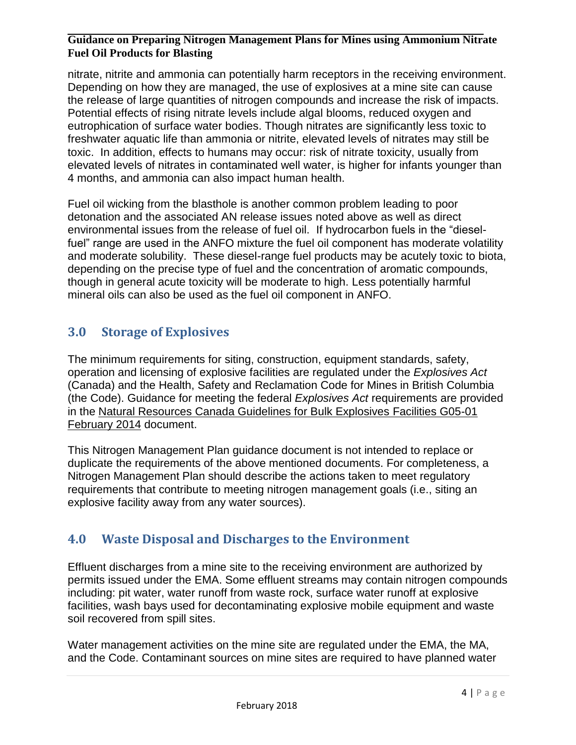nitrate, nitrite and ammonia can potentially harm receptors in the receiving environment. Depending on how they are managed, the use of explosives at a mine site can cause the release of large quantities of nitrogen compounds and increase the risk of impacts. Potential effects of rising nitrate levels include algal blooms, reduced oxygen and eutrophication of surface water bodies. Though nitrates are significantly less toxic to freshwater aquatic life than ammonia or nitrite, elevated levels of nitrates may still be toxic. In addition, effects to humans may occur: risk of nitrate toxicity, usually from elevated levels of nitrates in contaminated well water, is higher for infants younger than 4 months, and ammonia can also impact human health.

Fuel oil wicking from the blasthole is another common problem leading to poor detonation and the associated AN release issues noted above as well as direct environmental issues from the release of fuel oil. If hydrocarbon fuels in the "diesel-fuel" range are used in the ANFO mixture the fuel oil component has moderate volatility and moderate solubility. These diesel-range fuel products may be acutely toxic to biota, depending on the precise type of fuel and the concentration of aromatic compounds, though in general acute toxicity will be moderate to high. Less potentially harmful mineral oils can also be used as the fuel oil component in ANFO.

## 3.0 Storage of Explosives

The minimum requirements for siting, construction, equipment standards, safety, operation and licensing of explosive facilities are regulated under the *Explosives Act* (Canada) and the Health, Safety and Reclamation Code for Mines in British Columbia (the Code). Guidance for meeting the federal *Explosives Act* requirements are provided in the Natural Resources Canada Guidelines for Bulk Explosives Facilities G05-01 February 2014 document.

This Nitrogen Management Plan guidance document is not intended to replace or duplicate the requirements of the above mentioned documents. For completeness, a Nitrogen Management Plan should describe the actions taken to meet regulatory requirements that contribute to meeting nitrogen management goals (i.e., siting an explosive facility away from any water sources).

## 4.0 Waste Disposal and Discharges to the Environment

Effluent discharges from a mine site to the receiving environment are authorized by permits issued under the EMA. Some effluent streams may contain nitrogen compounds including: pit water, water runoff from waste rock, surface water runoff at explosive facilities, wash bays used for decontaminating explosive mobile equipment and waste soil recovered from spill sites.

Water management activities on the mine site are regulated under the EMA, the MA, and the Code. Contaminant sources on mine sites are required to have planned water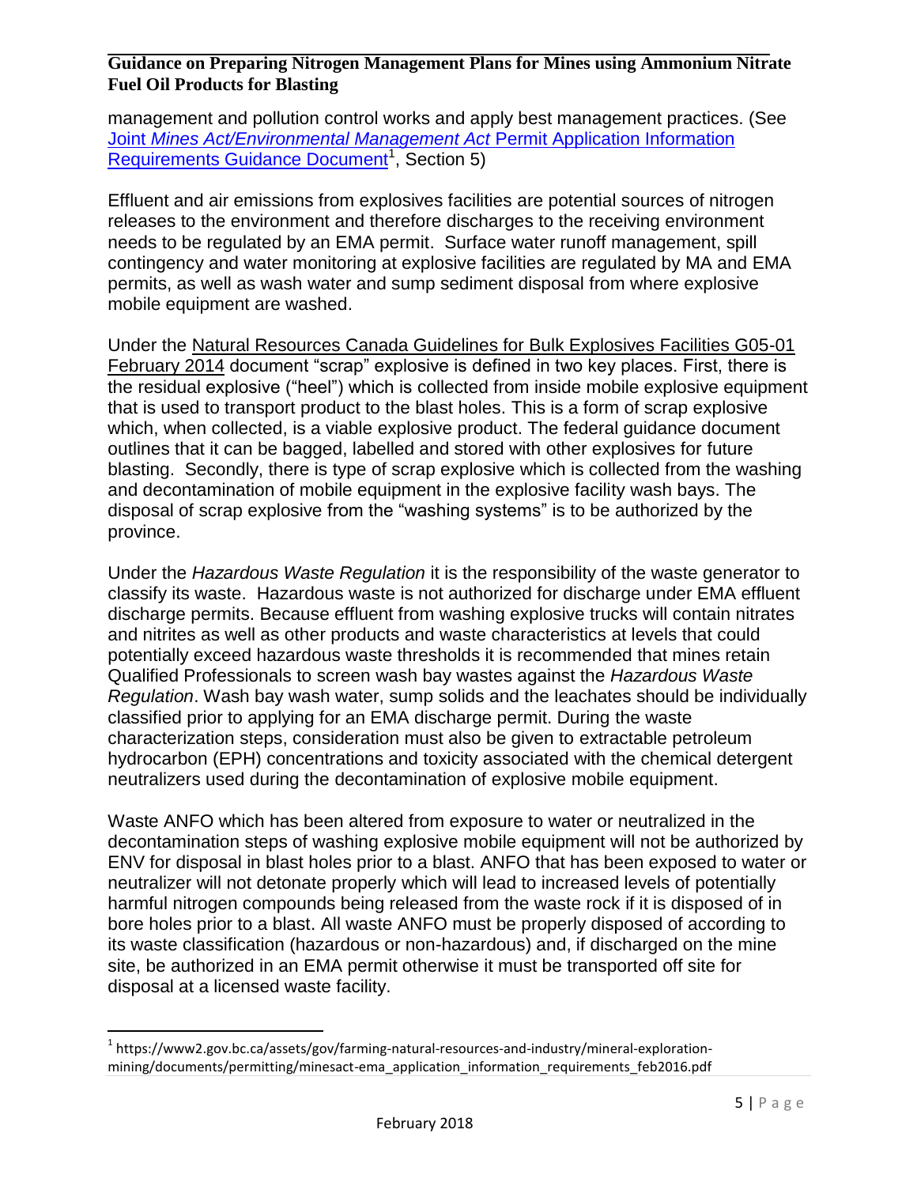management and pollution control works and apply best management practices. (See Joint *Mines Act/Environmental Management Act* Permit Application Information Requirements Guidance Document[1], Section 5)

Effluent and air emissions from explosives facilities are potential sources of nitrogen releases to the environment and therefore discharges to the receiving environment needs to be regulated by an EMA permit. Surface water runoff management, spill contingency and water monitoring at explosive facilities are regulated by MA and EMA permits, as well as wash water and sump sediment disposal from where explosive mobile equipment are washed.

Under the Natural Resources Canada Guidelines for Bulk Explosives Facilities G05-01 February 2014 document "scrap" explosive is defined in two key places. First, there is the residual explosive ("heel") which is collected from inside mobile explosive equipment that is used to transport product to the blast holes. This is a form of scrap explosive which, when collected, is a viable explosive product. The federal guidance document outlines that it can be bagged, labelled and stored with other explosives for future blasting. Secondly, there is type of scrap explosive which is collected from the washing and decontamination of mobile equipment in the explosive facility wash bays. The disposal of scrap explosive from the "washing systems" is to be authorized by the province.

Under the *Hazardous Waste Regulation* it is the responsibility of the waste generator to classify its waste. Hazardous waste is not authorized for discharge under EMA effluent discharge permits. Because effluent from washing explosive trucks will contain nitrates and nitrites as well as other products and waste characteristics at levels that could potentially exceed hazardous waste thresholds it is recommended that mines retain Qualified Professionals to screen wash bay wastes against the *Hazardous Waste Regulation*. Wash bay wash water, sump solids and the leachates should be individually classified prior to applying for an EMA discharge permit. During the waste characterization steps, consideration must also be given to extractable petroleum hydrocarbon (EPH) concentrations and toxicity associated with the chemical detergent neutralizers used during the decontamination of explosive mobile equipment.

Waste ANFO which has been altered from exposure to water or neutralized in the decontamination steps of washing explosive mobile equipment will not be authorized by ENV for disposal in blast holes prior to a blast. ANFO that has been exposed to water or neutralizer will not detonate properly which will lead to increased levels of potentially harmful nitrogen compounds being released from the waste rock if it is disposed of in bore holes prior to a blast. All waste ANFO must be properly disposed of according to its waste classification (hazardous or non-hazardous) and, if discharged on the mine site, be authorized in an EMA permit otherwise it must be transported off site for disposal at a licensed waste facility.

[1] https://www2.gov.bc.ca/assets/gov/farming-natural-resources-and-industry/mineral-exploration-mining/documents/permitting/minesact-ema_application_information_requirements_feb2016.pdf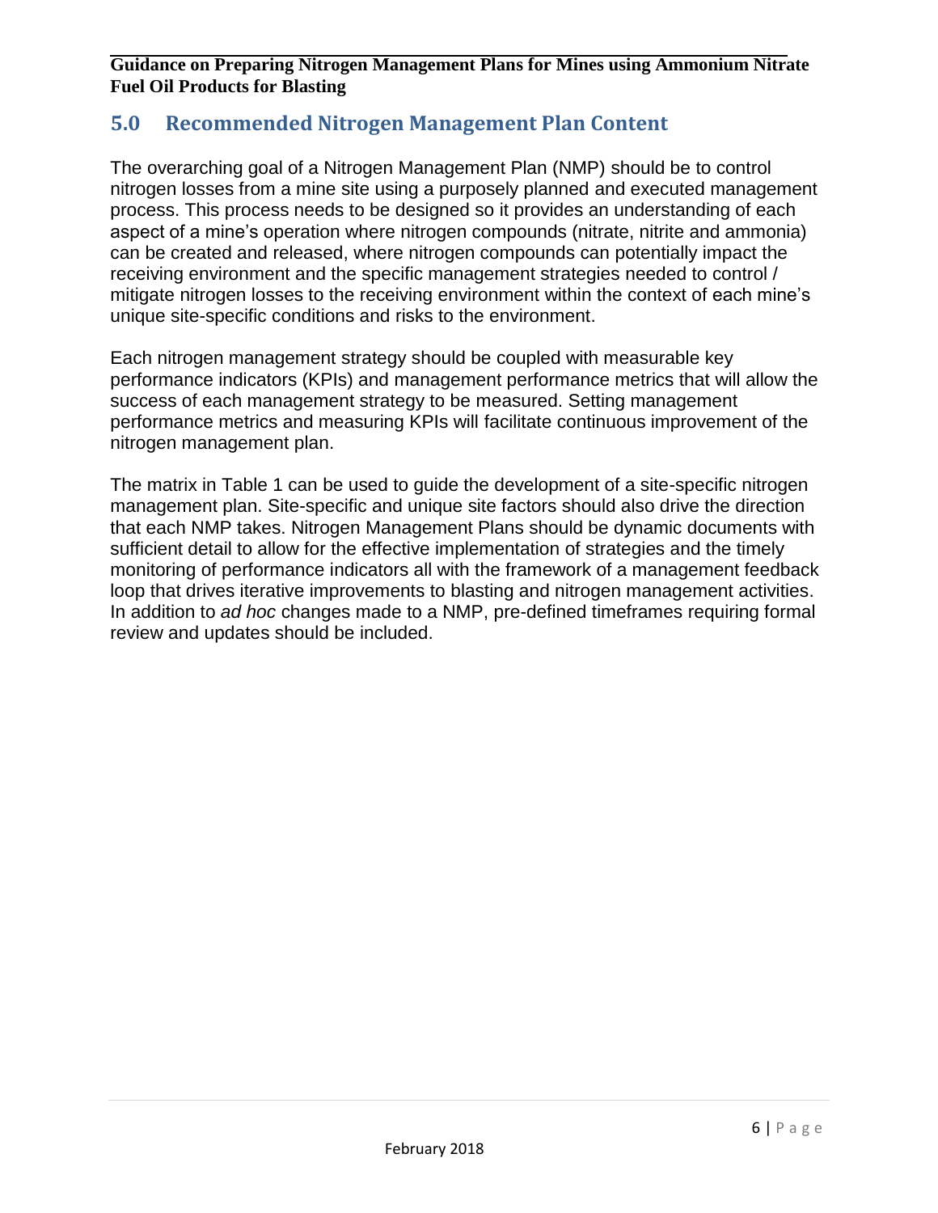## 5.0 Recommended Nitrogen Management Plan Content

The overarching goal of a Nitrogen Management Plan (NMP) should be to control nitrogen losses from a mine site using a purposely planned and executed management process. This process needs to be designed so it provides an understanding of each aspect of a mine's operation where nitrogen compounds (nitrate, nitrite and ammonia) can be created and released, where nitrogen compounds can potentially impact the receiving environment and the specific management strategies needed to control / mitigate nitrogen losses to the receiving environment within the context of each mine's unique site-specific conditions and risks to the environment.

Each nitrogen management strategy should be coupled with measurable key performance indicators (KPIs) and management performance metrics that will allow the success of each management strategy to be measured. Setting management performance metrics and measuring KPIs will facilitate continuous improvement of the nitrogen management plan.

The matrix in Table 1 can be used to guide the development of a site-specific nitrogen management plan. Site-specific and unique site factors should also drive the direction that each NMP takes. Nitrogen Management Plans should be dynamic documents with sufficient detail to allow for the effective implementation of strategies and the timely monitoring of performance indicators all with the framework of a management feedback loop that drives iterative improvements to blasting and nitrogen management activities. In addition to *ad hoc* changes made to a NMP, pre-defined timeframes requiring formal review and updates should be included.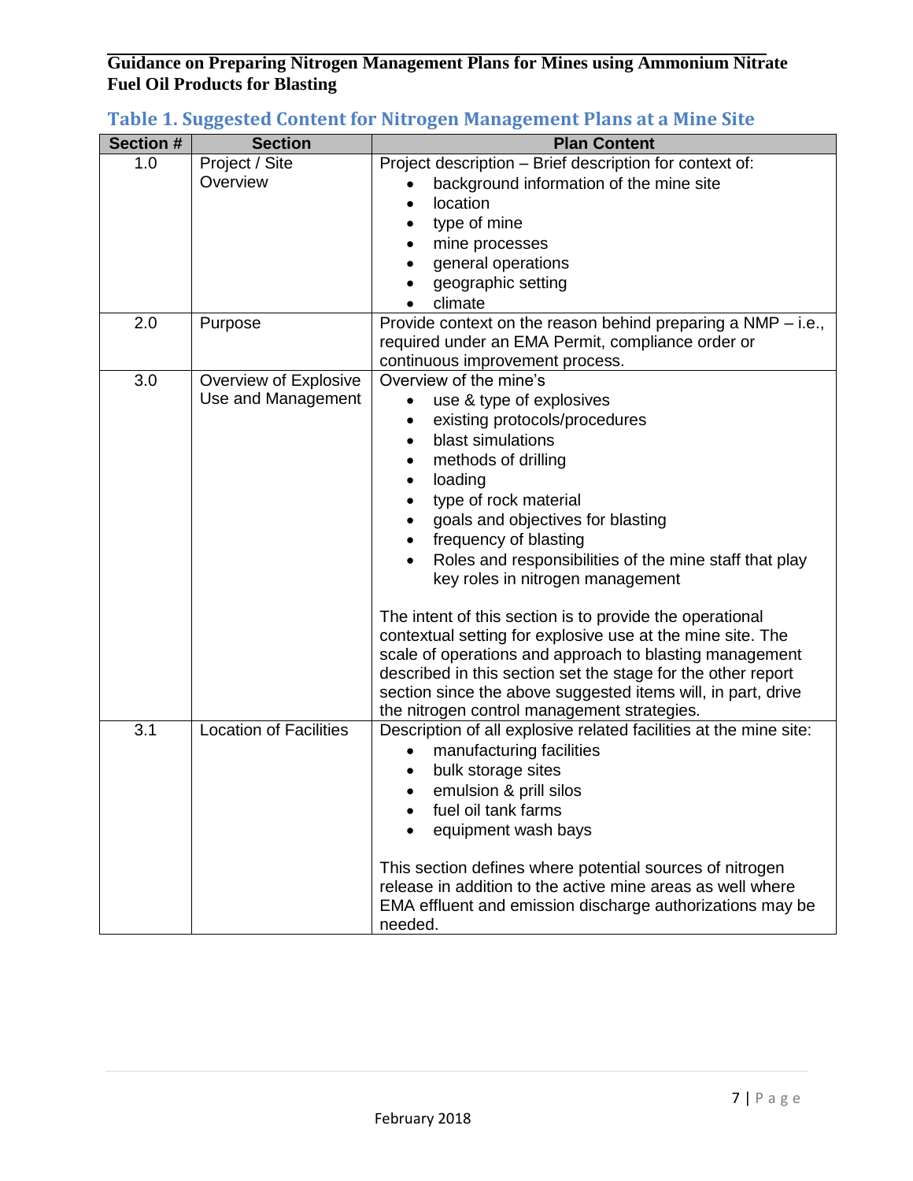### Table 1. Suggested Content for Nitrogen Management Plans at a Mine Site

| Section # | Section | Plan Content |
|---|---|---|
| 1.0 | Project / Site Overview | Project description – Brief description for context of:<br>• background information of the mine site<br>• location<br>• type of mine<br>• mine processes<br>• general operations<br>• geographic setting<br>• climate |
| 2.0 | Purpose | Provide context on the reason behind preparing a NMP – i.e., required under an EMA Permit, compliance order or continuous improvement process. |
| 3.0 | Overview of Explosive Use and Management | Overview of the mine's<br>• use & type of explosives<br>• existing protocols/procedures<br>• blast simulations<br>• methods of drilling<br>• loading<br>• type of rock material<br>• goals and objectives for blasting<br>• frequency of blasting<br>• Roles and responsibilities of the mine staff that play key roles in nitrogen management<br><br>The intent of this section is to provide the operational contextual setting for explosive use at the mine site. The scale of operations and approach to blasting management described in this section set the stage for the other report section since the above suggested items will, in part, drive the nitrogen control management strategies. |
| 3.1 | Location of Facilities | Description of all explosive related facilities at the mine site:<br>• manufacturing facilities<br>• bulk storage sites<br>• emulsion & prill silos<br>• fuel oil tank farms<br>• equipment wash bays<br><br>This section defines where potential sources of nitrogen release in addition to the active mine areas as well where EMA effluent and emission discharge authorizations may be needed. |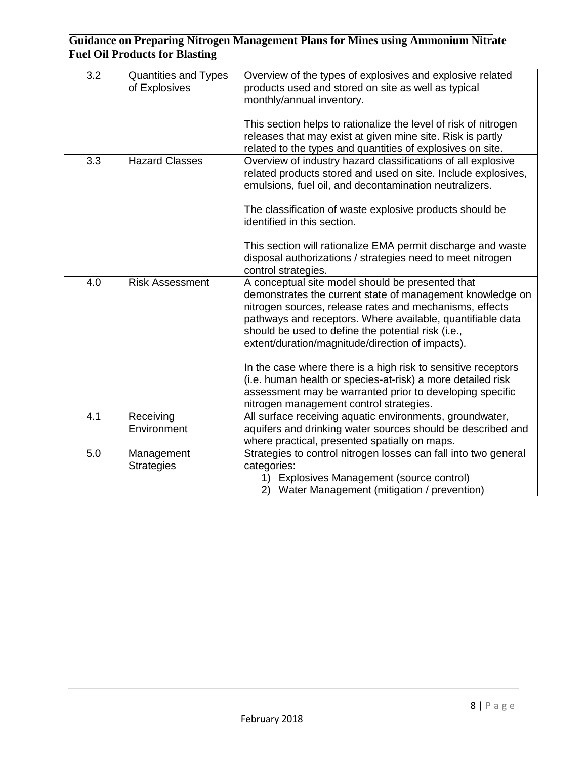| 3.2 | Quantities and Types of Explosives | Overview of the types of explosives and explosive related products used and stored on site as well as typical monthly/annual inventory.<br><br>This section helps to rationalize the level of risk of nitrogen releases that may exist at given mine site. Risk is partly related to the types and quantities of explosives on site. |
|---|---|---|
| 3.3 | Hazard Classes | Overview of industry hazard classifications of all explosive related products stored and used on site. Include explosives, emulsions, fuel oil, and decontamination neutralizers.<br><br>The classification of waste explosive products should be identified in this section.<br><br>This section will rationalize EMA permit discharge and waste disposal authorizations / strategies need to meet nitrogen control strategies. |
| 4.0 | Risk Assessment | A conceptual site model should be presented that demonstrates the current state of management knowledge on nitrogen sources, release rates and mechanisms, effects pathways and receptors. Where available, quantifiable data should be used to define the potential risk (i.e., extent/duration/magnitude/direction of impacts).<br><br>In the case where there is a high risk to sensitive receptors (i.e. human health or species-at-risk) a more detailed risk assessment may be warranted prior to developing specific nitrogen management control strategies. |
| 4.1 | Receiving Environment | All surface receiving aquatic environments, groundwater, aquifers and drinking water sources should be described and where practical, presented spatially on maps. |
| 5.0 | Management Strategies | Strategies to control nitrogen losses can fall into two general categories:<br>1) Explosives Management (source control)<br>2) Water Management (mitigation / prevention) |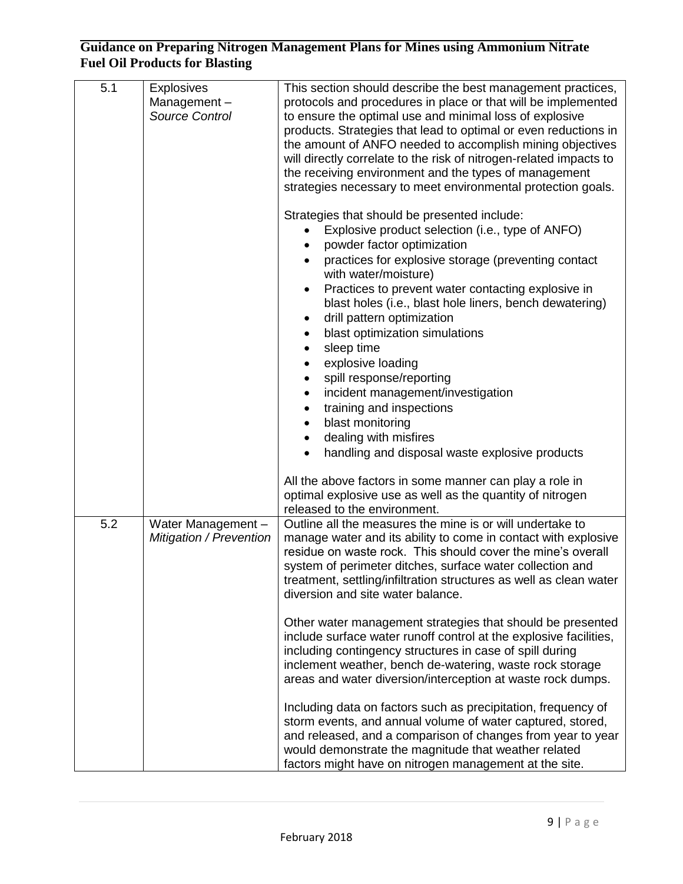| 5.1 | Explosives Management – *Source Control* | This section should describe the best management practices, protocols and procedures in place or that will be implemented to ensure the optimal use and minimal loss of explosive products. Strategies that lead to optimal or even reductions in the amount of ANFO needed to accomplish mining objectives will directly correlate to the risk of nitrogen-related impacts to the receiving environment and the types of management strategies necessary to meet environmental protection goals.<br><br>Strategies that should be presented include:<br>• Explosive product selection (i.e., type of ANFO)<br>• powder factor optimization<br>• practices for explosive storage (preventing contact with water/moisture)<br>• Practices to prevent water contacting explosive in blast holes (i.e., blast hole liners, bench dewatering)<br>• drill pattern optimization<br>• blast optimization simulations<br>• sleep time<br>• explosive loading<br>• spill response/reporting<br>• incident management/investigation<br>• training and inspections<br>• blast monitoring<br>• dealing with misfires<br>• handling and disposal waste explosive products<br><br>All the above factors in some manner can play a role in optimal explosive use as well as the quantity of nitrogen released to the environment. |
|---|---|---|
| 5.2 | Water Management – *Mitigation / Prevention* | Outline all the measures the mine is or will undertake to manage water and its ability to come in contact with explosive residue on waste rock. This should cover the mine's overall system of perimeter ditches, surface water collection and treatment, settling/infiltration structures as well as clean water diversion and site water balance.<br><br>Other water management strategies that should be presented include surface water runoff control at the explosive facilities, including contingency structures in case of spill during inclement weather, bench de-watering, waste rock storage areas and water diversion/interception at waste rock dumps.<br><br>Including data on factors such as precipitation, frequency of storm events, and annual volume of water captured, stored, and released, and a comparison of changes from year to year would demonstrate the magnitude that weather related factors might have on nitrogen management at the site. |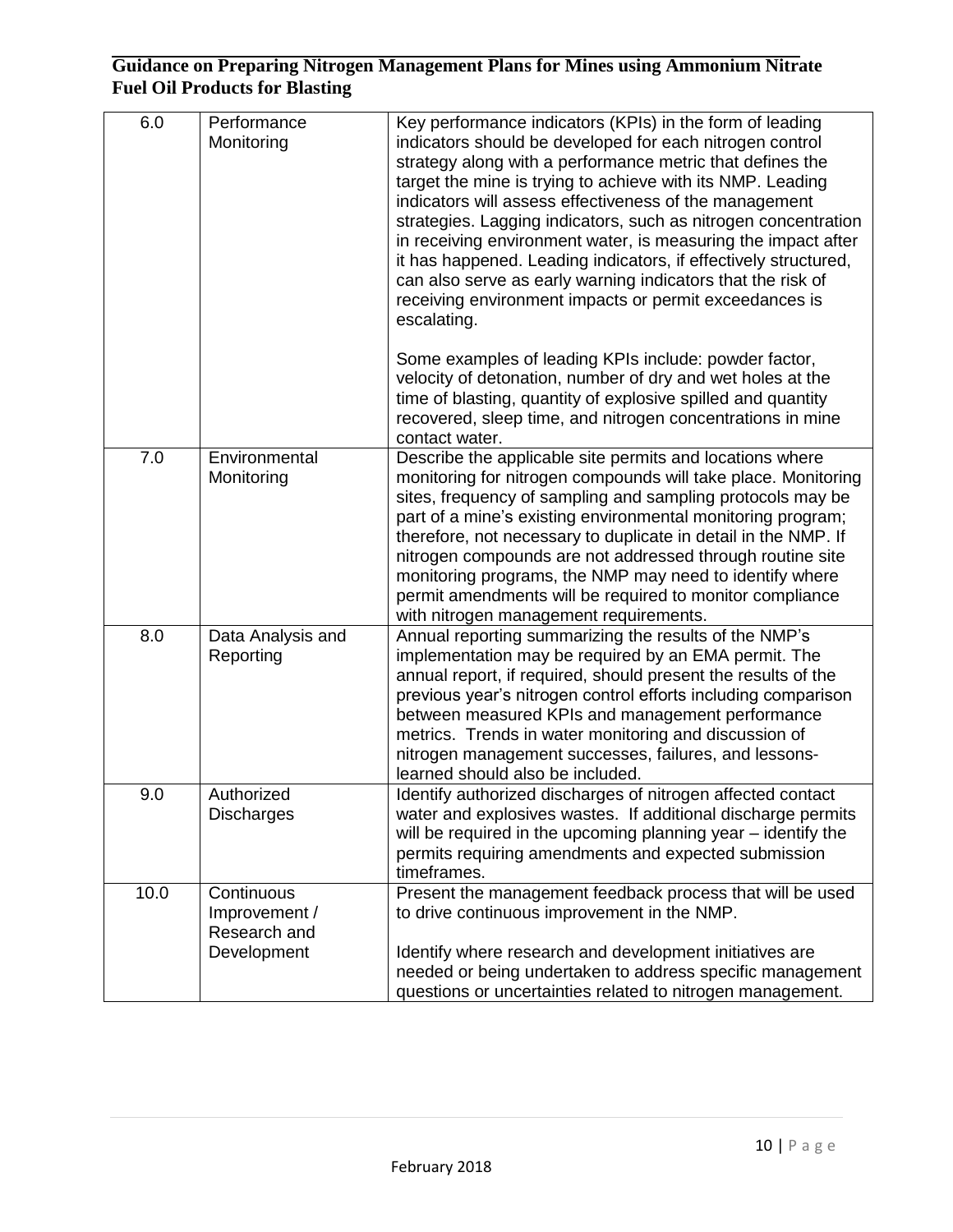| 6.0 | Performance Monitoring | Key performance indicators (KPIs) in the form of leading indicators should be developed for each nitrogen control strategy along with a performance metric that defines the target the mine is trying to achieve with its NMP. Leading indicators will assess effectiveness of the management strategies. Lagging indicators, such as nitrogen concentration in receiving environment water, is measuring the impact after it has happened. Leading indicators, if effectively structured, can also serve as early warning indicators that the risk of receiving environment impacts or permit exceedances is escalating.<br><br>Some examples of leading KPIs include: powder factor, velocity of detonation, number of dry and wet holes at the time of blasting, quantity of explosive spilled and quantity recovered, sleep time, and nitrogen concentrations in mine contact water. |
|---|---|---|
| 7.0 | Environmental Monitoring | Describe the applicable site permits and locations where monitoring for nitrogen compounds will take place. Monitoring sites, frequency of sampling and sampling protocols may be part of a mine's existing environmental monitoring program; therefore, not necessary to duplicate in detail in the NMP. If nitrogen compounds are not addressed through routine site monitoring programs, the NMP may need to identify where permit amendments will be required to monitor compliance with nitrogen management requirements. |
| 8.0 | Data Analysis and Reporting | Annual reporting summarizing the results of the NMP's implementation may be required by an EMA permit. The annual report, if required, should present the results of the previous year's nitrogen control efforts including comparison between measured KPIs and management performance metrics. Trends in water monitoring and discussion of nitrogen management successes, failures, and lessons-learned should also be included. |
| 9.0 | Authorized Discharges | Identify authorized discharges of nitrogen affected contact water and explosives wastes. If additional discharge permits will be required in the upcoming planning year – identify the permits requiring amendments and expected submission timeframes. |
| 10.0 | Continuous Improvement / Research and Development | Present the management feedback process that will be used to drive continuous improvement in the NMP.<br><br>Identify where research and development initiatives are needed or being undertaken to address specific management questions or uncertainties related to nitrogen management. |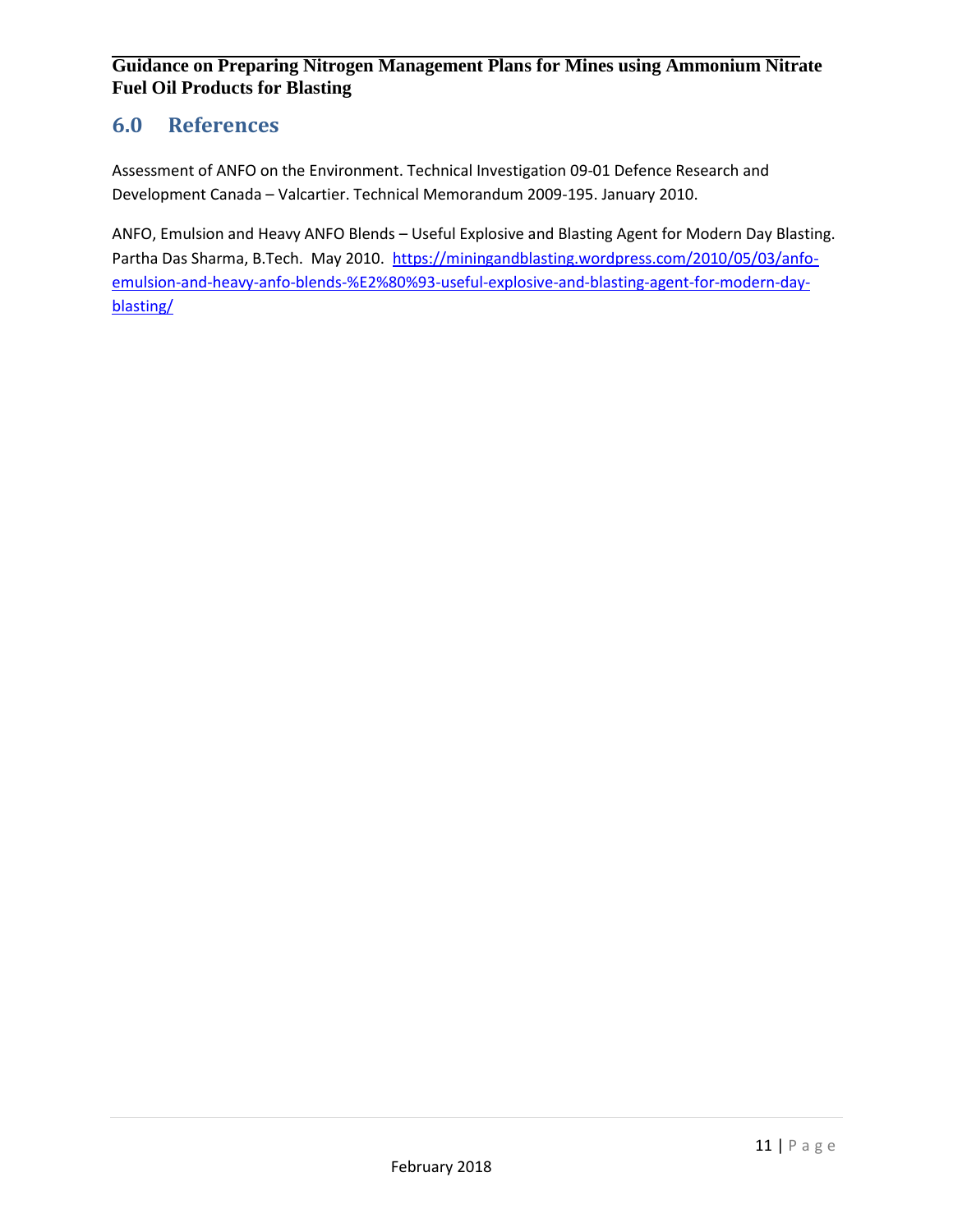## 6.0 References

Assessment of ANFO on the Environment. Technical Investigation 09-01 Defence Research and Development Canada – Valcartier. Technical Memorandum 2009-195. January 2010.

ANFO, Emulsion and Heavy ANFO Blends – Useful Explosive and Blasting Agent for Modern Day Blasting. Partha Das Sharma, B.Tech. May 2010. https://miningandblasting.wordpress.com/2010/05/03/anfo-emulsion-and-heavy-anfo-blends-%E2%80%93-useful-explosive-and-blasting-agent-for-modern-day-blasting/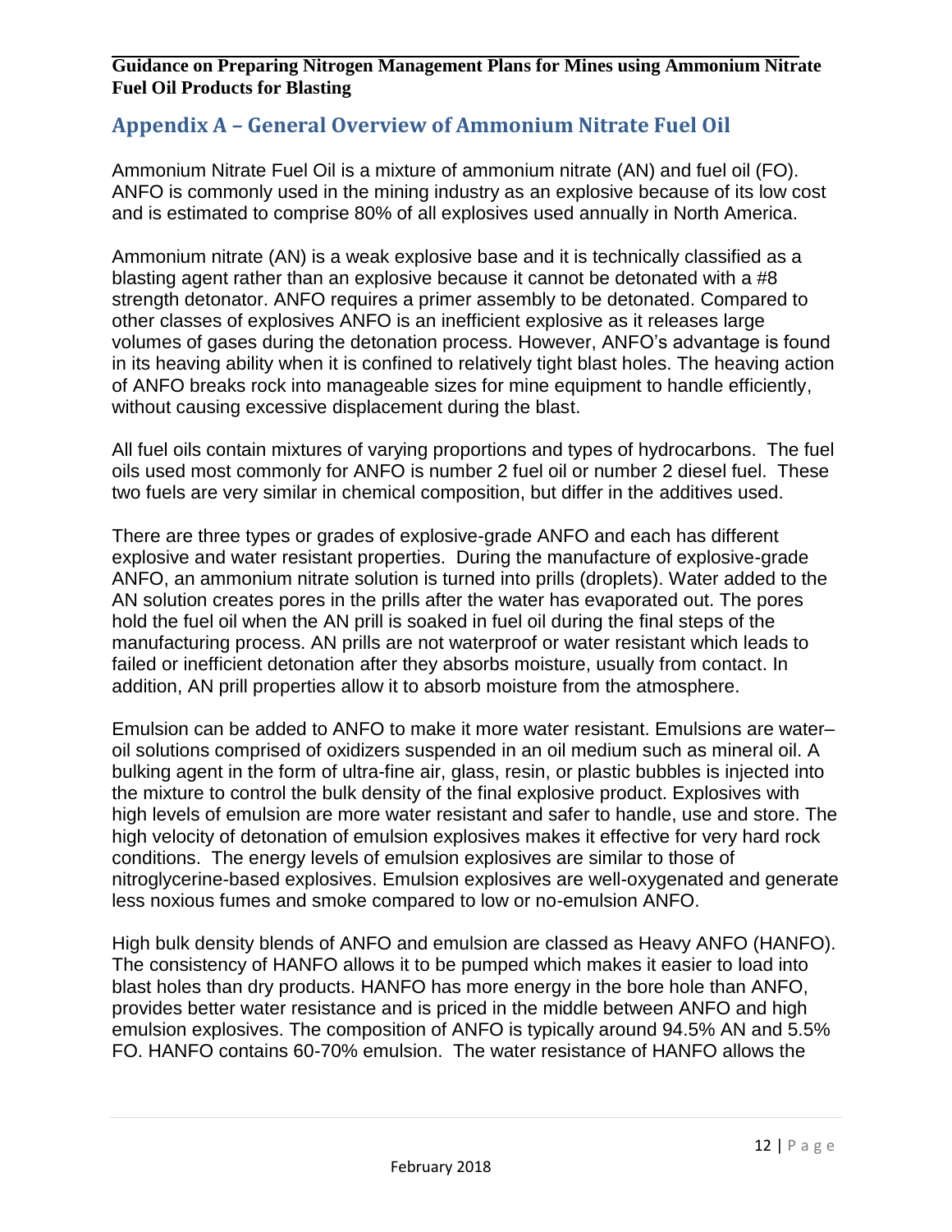## Appendix A – General Overview of Ammonium Nitrate Fuel Oil

Ammonium Nitrate Fuel Oil is a mixture of ammonium nitrate (AN) and fuel oil (FO). ANFO is commonly used in the mining industry as an explosive because of its low cost and is estimated to comprise 80% of all explosives used annually in North America.

Ammonium nitrate (AN) is a weak explosive base and it is technically classified as a blasting agent rather than an explosive because it cannot be detonated with a #8 strength detonator. ANFO requires a primer assembly to be detonated. Compared to other classes of explosives ANFO is an inefficient explosive as it releases large volumes of gases during the detonation process. However, ANFO's advantage is found in its heaving ability when it is confined to relatively tight blast holes. The heaving action of ANFO breaks rock into manageable sizes for mine equipment to handle efficiently, without causing excessive displacement during the blast.

All fuel oils contain mixtures of varying proportions and types of hydrocarbons. The fuel oils used most commonly for ANFO is number 2 fuel oil or number 2 diesel fuel. These two fuels are very similar in chemical composition, but differ in the additives used.

There are three types or grades of explosive-grade ANFO and each has different explosive and water resistant properties. During the manufacture of explosive-grade ANFO, an ammonium nitrate solution is turned into prills (droplets). Water added to the AN solution creates pores in the prills after the water has evaporated out. The pores hold the fuel oil when the AN prill is soaked in fuel oil during the final steps of the manufacturing process. AN prills are not waterproof or water resistant which leads to failed or inefficient detonation after they absorbs moisture, usually from contact. In addition, AN prill properties allow it to absorb moisture from the atmosphere.

Emulsion can be added to ANFO to make it more water resistant. Emulsions are water–oil solutions comprised of oxidizers suspended in an oil medium such as mineral oil. A bulking agent in the form of ultra-fine air, glass, resin, or plastic bubbles is injected into the mixture to control the bulk density of the final explosive product. Explosives with high levels of emulsion are more water resistant and safer to handle, use and store. The high velocity of detonation of emulsion explosives makes it effective for very hard rock conditions. The energy levels of emulsion explosives are similar to those of nitroglycerine-based explosives. Emulsion explosives are well-oxygenated and generate less noxious fumes and smoke compared to low or no-emulsion ANFO.

High bulk density blends of ANFO and emulsion are classed as Heavy ANFO (HANFO). The consistency of HANFO allows it to be pumped which makes it easier to load into blast holes than dry products. HANFO has more energy in the bore hole than ANFO, provides better water resistance and is priced in the middle between ANFO and high emulsion explosives. The composition of ANFO is typically around 94.5% AN and 5.5% FO. HANFO contains 60-70% emulsion. The water resistance of HANFO allows the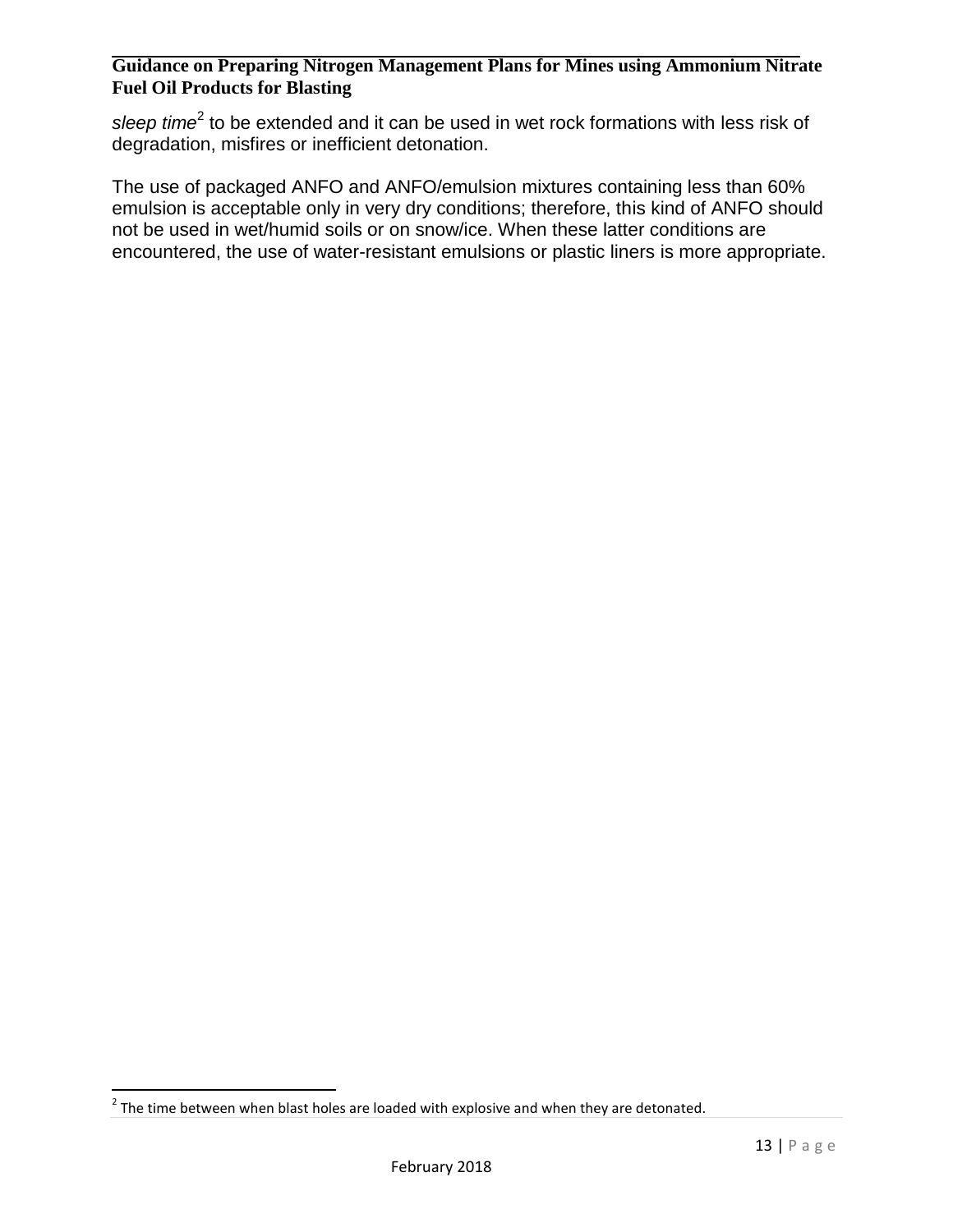*sleep time*[2] to be extended and it can be used in wet rock formations with less risk of degradation, misfires or inefficient detonation.

The use of packaged ANFO and ANFO/emulsion mixtures containing less than 60% emulsion is acceptable only in very dry conditions; therefore, this kind of ANFO should not be used in wet/humid soils or on snow/ice. When these latter conditions are encountered, the use of water-resistant emulsions or plastic liners is more appropriate.

[2] The time between when blast holes are loaded with explosive and when they are detonated.